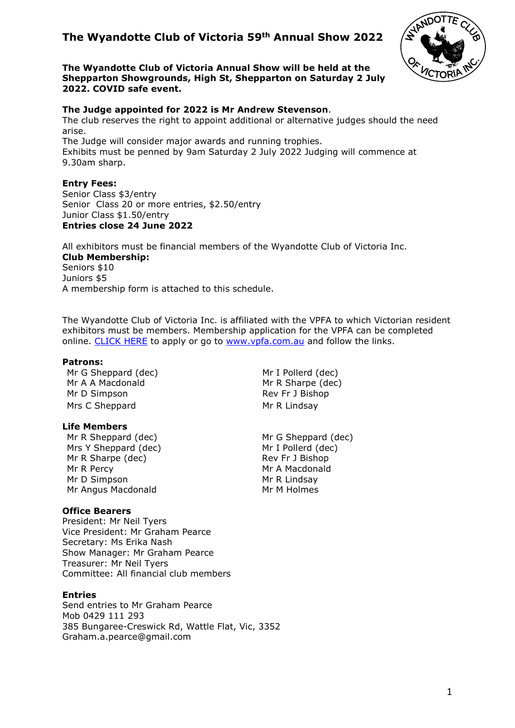# The Wyandotte Club of Victoria 59th Annual Show 2022

**The Wyandotte Club of Victoria Annual Show will be held at the Shepparton Showgrounds, High St, Shepparton on Saturday 2 July 2022. COVID safe event.**

**The Judge appointed for 2022 is Mr Andrew Stevenson**.
The club reserves the right to appoint additional or alternative judges should the need arise.
The Judge will consider major awards and running trophies.
Exhibits must be penned by 9am Saturday 2 July 2022 Judging will commence at 9.30am sharp.

**Entry Fees:**
Senior Class $3/entry
Senior Class 20 or more entries, $2.50/entry
Junior Class $1.50/entry
**Entries close 24 June 2022**

All exhibitors must be financial members of the Wyandotte Club of Victoria Inc.
**Club Membership:**
Seniors $10
Juniors $5
A membership form is attached to this schedule.

The Wyandotte Club of Victoria Inc. is affiliated with the VPFA to which Victorian resident exhibitors must be members. Membership application for the VPFA can be completed online. CLICK HERE to apply or go to www.vpfa.com.au and follow the links.

**Patrons:**
Mr G Sheppard (dec)
Mr A A Macdonald
Mr D Simpson
Mrs C Sheppard
Mr I Pollerd (dec)
Mr R Sharpe (dec)
Rev Fr J Bishop
Mr R Lindsay

**Life Members**
Mr R Sheppard (dec)
Mrs Y Sheppard (dec)
Mr R Sharpe (dec)
Mr R Percy
Mr D Simpson
Mr Angus Macdonald
Mr G Sheppard (dec)
Mr I Pollerd (dec)
Rev Fr J Bishop
Mr A Macdonald
Mr R Lindsay
Mr M Holmes

**Office Bearers**
President: Mr Neil Tyers
Vice President: Mr Graham Pearce
Secretary: Ms Erika Nash
Show Manager: Mr Graham Pearce
Treasurer: Mr Neil Tyers
Committee: All financial club members

**Entries**
Send entries to Mr Graham Pearce
Mob 0429 111 293
385 Bungaree-Creswick Rd, Wattle Flat, Vic, 3352
Graham.a.pearce@gmail.com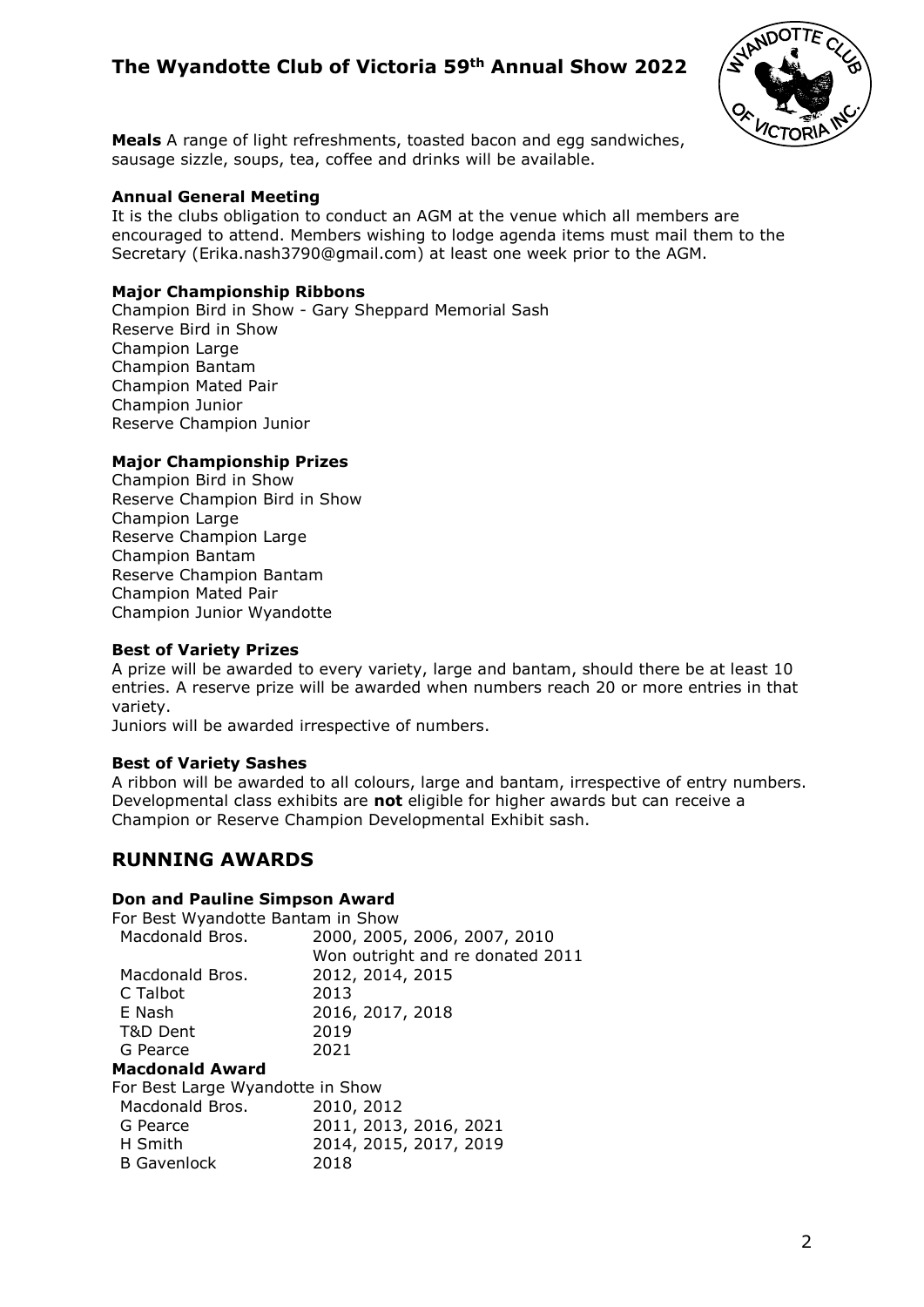**Meals** A range of light refreshments, toasted bacon and egg sandwiches, sausage sizzle, soups, tea, coffee and drinks will be available.

**Annual General Meeting**
It is the clubs obligation to conduct an AGM at the venue which all members are encouraged to attend. Members wishing to lodge agenda items must mail them to the Secretary (Erika.nash3790@gmail.com) at least one week prior to the AGM.

**Major Championship Ribbons**
Champion Bird in Show - Gary Sheppard Memorial Sash
Reserve Bird in Show
Champion Large
Champion Bantam
Champion Mated Pair
Champion Junior
Reserve Champion Junior

**Major Championship Prizes**
Champion Bird in Show
Reserve Champion Bird in Show
Champion Large
Reserve Champion Large
Champion Bantam
Reserve Champion Bantam
Champion Mated Pair
Champion Junior Wyandotte

**Best of Variety Prizes**
A prize will be awarded to every variety, large and bantam, should there be at least 10 entries. A reserve prize will be awarded when numbers reach 20 or more entries in that variety.
Juniors will be awarded irrespective of numbers.

**Best of Variety Sashes**
A ribbon will be awarded to all colours, large and bantam, irrespective of entry numbers. Developmental class exhibits are **not** eligible for higher awards but can receive a Champion or Reserve Champion Developmental Exhibit sash.

## RUNNING AWARDS

**Don and Pauline Simpson Award**
For Best Wyandotte Bantam in Show

| | |
|---|---|
| Macdonald Bros. | 2000, 2005, 2006, 2007, 2010 |
| | Won outright and re donated 2011 |
| Macdonald Bros. | 2012, 2014, 2015 |
| C Talbot | 2013 |
| E Nash | 2016, 2017, 2018 |
| T&D Dent | 2019 |
| G Pearce | 2021 |

**Macdonald Award**
For Best Large Wyandotte in Show

| | |
|---|---|
| Macdonald Bros. | 2010, 2012 |
| G Pearce | 2011, 2013, 2016, 2021 |
| H Smith | 2014, 2015, 2017, 2019 |
| B Gavenlock | 2018 |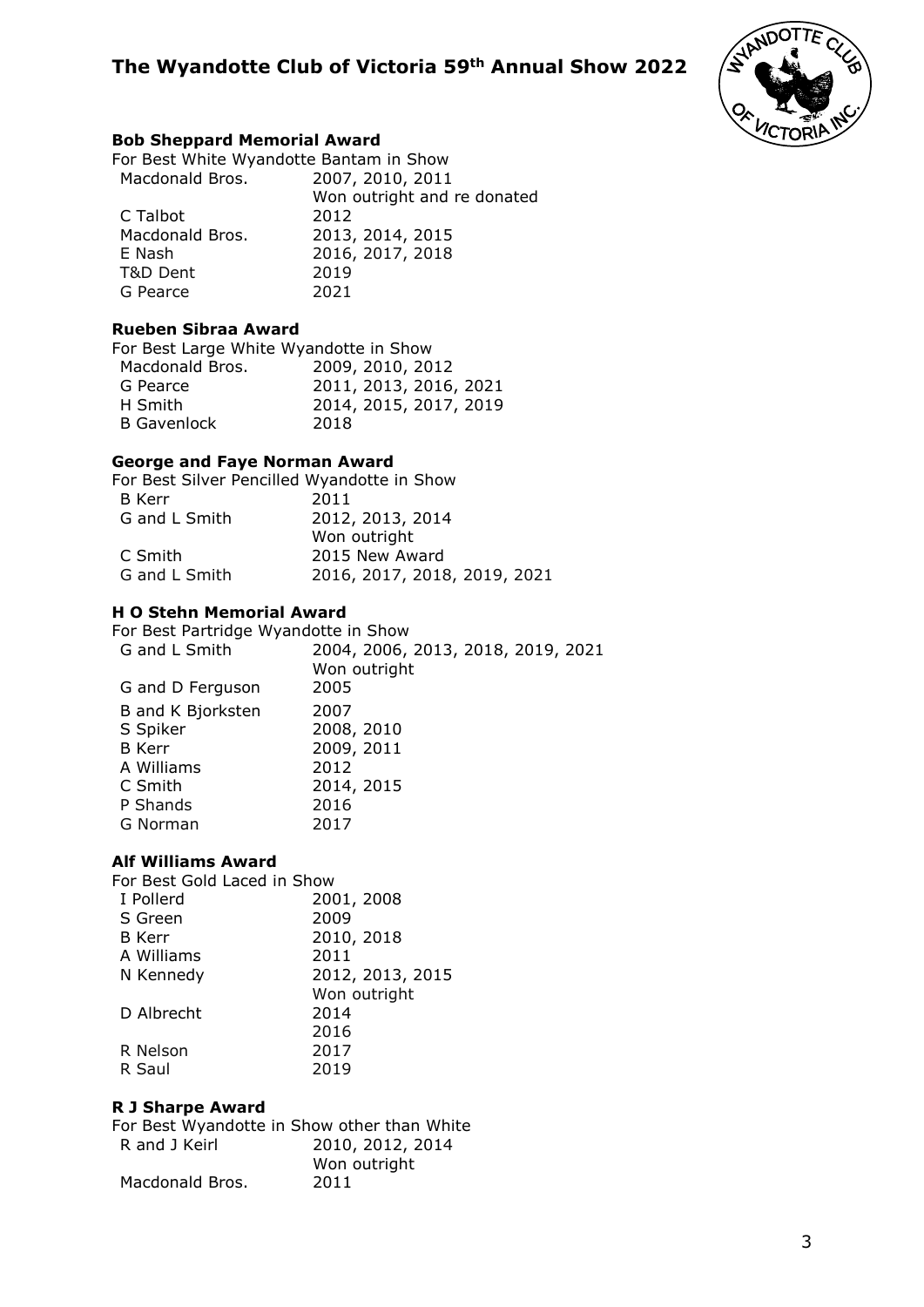## Bob Sheppard Memorial Award

For Best White Wyandotte Bantam in Show

| | |
|---|---|
| Macdonald Bros. | 2007, 2010, 2011 |
| | Won outright and re donated |
| C Talbot | 2012 |
| Macdonald Bros. | 2013, 2014, 2015 |
| E Nash | 2016, 2017, 2018 |
| T&D Dent | 2019 |
| G Pearce | 2021 |

## Rueben Sibraa Award

For Best Large White Wyandotte in Show

| | |
|---|---|
| Macdonald Bros. | 2009, 2010, 2012 |
| G Pearce | 2011, 2013, 2016, 2021 |
| H Smith | 2014, 2015, 2017, 2019 |
| B Gavenlock | 2018 |

## George and Faye Norman Award

For Best Silver Pencilled Wyandotte in Show

| | |
|---|---|
| B Kerr | 2011 |
| G and L Smith | 2012, 2013, 2014 |
| | Won outright |
| C Smith | 2015 New Award |
| G and L Smith | 2016, 2017, 2018, 2019, 2021 |

## H O Stehn Memorial Award

For Best Partridge Wyandotte in Show

| | |
|---|---|
| G and L Smith | 2004, 2006, 2013, 2018, 2019, 2021 |
| | Won outright |
| G and D Ferguson | 2005 |
| B and K Bjorksten | 2007 |
| S Spiker | 2008, 2010 |
| B Kerr | 2009, 2011 |
| A Williams | 2012 |
| C Smith | 2014, 2015 |
| P Shands | 2016 |
| G Norman | 2017 |

## Alf Williams Award

For Best Gold Laced in Show

| | |
|---|---|
| I Pollerd | 2001, 2008 |
| S Green | 2009 |
| B Kerr | 2010, 2018 |
| A Williams | 2011 |
| N Kennedy | 2012, 2013, 2015 |
| | Won outright |
| D Albrecht | 2014 |
| | 2016 |
| R Nelson | 2017 |
| R Saul | 2019 |

## R J Sharpe Award

For Best Wyandotte in Show other than White

| | |
|---|---|
| R and J Keirl | 2010, 2012, 2014 |
| | Won outright |
| Macdonald Bros. | 2011 |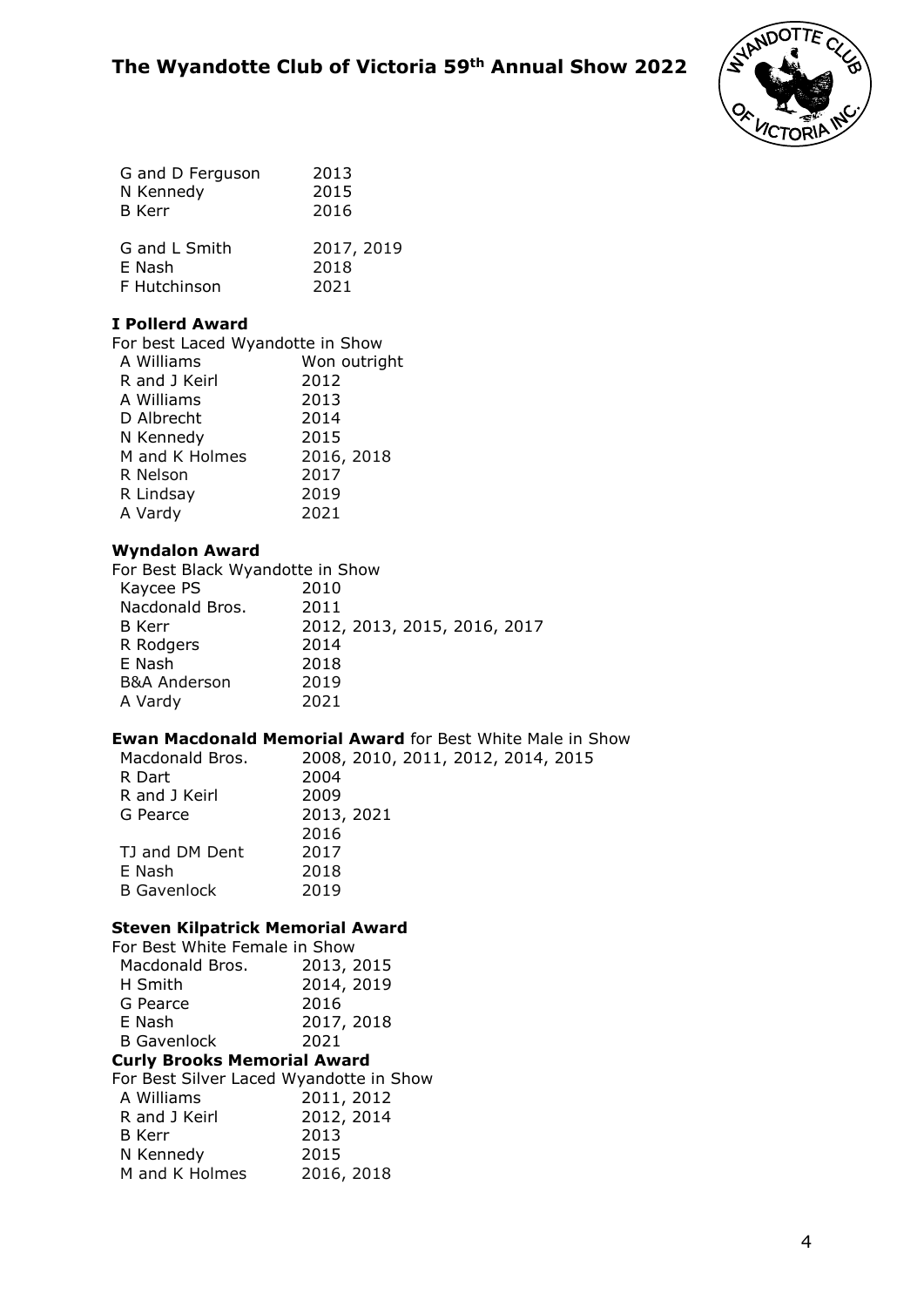| | |
|---|---|
| G and D Ferguson | 2013 |
| N Kennedy | 2015 |
| B Kerr | 2016 |
| G and L Smith | 2017, 2019 |
| E Nash | 2018 |
| F Hutchinson | 2021 |

**I Pollerd Award**

For best Laced Wyandotte in Show

| | |
|---|---|
| A Williams | Won outright |
| R and J Keirl | 2012 |
| A Williams | 2013 |
| D Albrecht | 2014 |
| N Kennedy | 2015 |
| M and K Holmes | 2016, 2018 |
| R Nelson | 2017 |
| R Lindsay | 2019 |
| A Vardy | 2021 |

**Wyndalon Award**

For Best Black Wyandotte in Show

| | |
|---|---|
| Kaycee PS | 2010 |
| Nacdonald Bros. | 2011 |
| B Kerr | 2012, 2013, 2015, 2016, 2017 |
| R Rodgers | 2014 |
| E Nash | 2018 |
| B&A Anderson | 2019 |
| A Vardy | 2021 |

**Ewan Macdonald Memorial Award** for Best White Male in Show

| | |
|---|---|
| Macdonald Bros. | 2008, 2010, 2011, 2012, 2014, 2015 |
| R Dart | 2004 |
| R and J Keirl | 2009 |
| G Pearce | 2013, 2021 |
| | 2016 |
| TJ and DM Dent | 2017 |
| E Nash | 2018 |
| B Gavenlock | 2019 |

**Steven Kilpatrick Memorial Award**

For Best White Female in Show

| | |
|---|---|
| Macdonald Bros. | 2013, 2015 |
| H Smith | 2014, 2019 |
| G Pearce | 2016 |
| E Nash | 2017, 2018 |
| B Gavenlock | 2021 |

**Curly Brooks Memorial Award**

For Best Silver Laced Wyandotte in Show

| | |
|---|---|
| A Williams | 2011, 2012 |
| R and J Keirl | 2012, 2014 |
| B Kerr | 2013 |
| N Kennedy | 2015 |
| M and K Holmes | 2016, 2018 |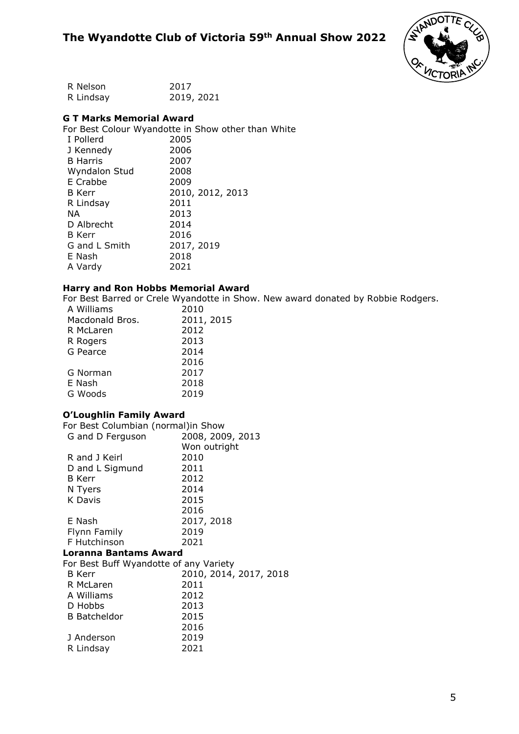| | |
|---|---|
| R Nelson | 2017 |
| R Lindsay | 2019, 2021 |

**G T Marks Memorial Award**

For Best Colour Wyandotte in Show other than White

| | |
|---|---|
| I Pollerd | 2005 |
| J Kennedy | 2006 |
| B Harris | 2007 |
| Wyndalon Stud | 2008 |
| E Crabbe | 2009 |
| B Kerr | 2010, 2012, 2013 |
| R Lindsay | 2011 |
| NA | 2013 |
| D Albrecht | 2014 |
| B Kerr | 2016 |
| G and L Smith | 2017, 2019 |
| E Nash | 2018 |
| A Vardy | 2021 |

**Harry and Ron Hobbs Memorial Award**

For Best Barred or Crele Wyandotte in Show. New award donated by Robbie Rodgers.

| | |
|---|---|
| A Williams | 2010 |
| Macdonald Bros. | 2011, 2015 |
| R McLaren | 2012 |
| R Rogers | 2013 |
| G Pearce | 2014 |
| | 2016 |
| G Norman | 2017 |
| E Nash | 2018 |
| G Woods | 2019 |

**O'Loughlin Family Award**

For Best Columbian (normal)in Show

| | |
|---|---|
| G and D Ferguson | 2008, 2009, 2013 Won outright |
| R and J Keirl | 2010 |
| D and L Sigmund | 2011 |
| B Kerr | 2012 |
| N Tyers | 2014 |
| K Davis | 2015 |
| | 2016 |
| E Nash | 2017, 2018 |
| Flynn Family | 2019 |
| F Hutchinson | 2021 |

**Loranna Bantams Award**

For Best Buff Wyandotte of any Variety

| | |
|---|---|
| B Kerr | 2010, 2014, 2017, 2018 |
| R McLaren | 2011 |
| A Williams | 2012 |
| D Hobbs | 2013 |
| B Batcheldor | 2015 |
| | 2016 |
| J Anderson | 2019 |
| R Lindsay | 2021 |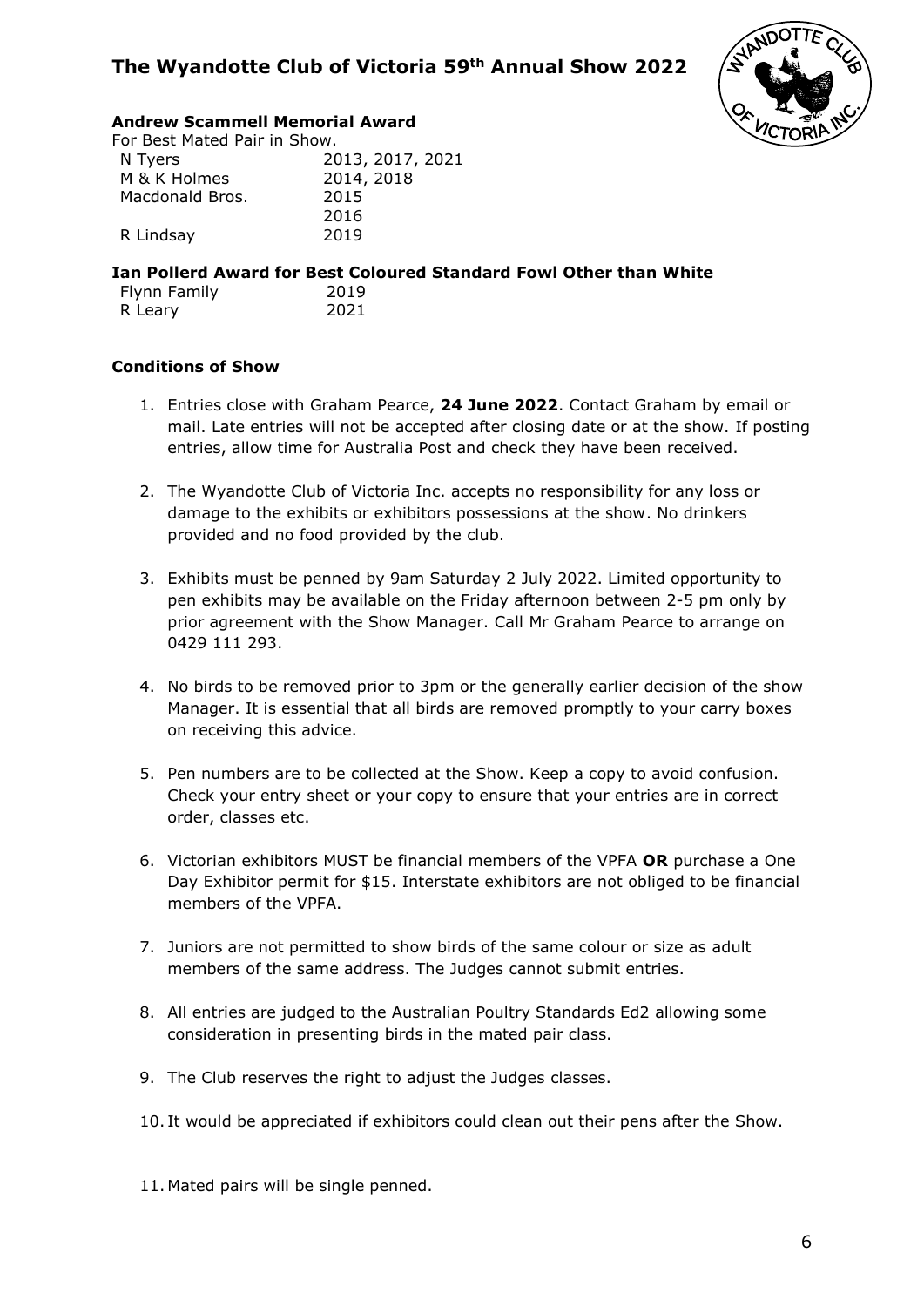**Andrew Scammell Memorial Award**

For Best Mated Pair in Show.

| | |
|---|---|
| N Tyers | 2013, 2017, 2021 |
| M & K Holmes | 2014, 2018 |
| Macdonald Bros. | 2015 |
| | 2016 |
| R Lindsay | 2019 |

**Ian Pollerd Award for Best Coloured Standard Fowl Other than White**

| | |
|---|---|
| Flynn Family | 2019 |
| R Leary | 2021 |

**Conditions of Show**

1. Entries close with Graham Pearce, **24 June 2022**. Contact Graham by email or mail. Late entries will not be accepted after closing date or at the show. If posting entries, allow time for Australia Post and check they have been received.

2. The Wyandotte Club of Victoria Inc. accepts no responsibility for any loss or damage to the exhibits or exhibitors possessions at the show. No drinkers provided and no food provided by the club.

3. Exhibits must be penned by 9am Saturday 2 July 2022. Limited opportunity to pen exhibits may be available on the Friday afternoon between 2-5 pm only by prior agreement with the Show Manager. Call Mr Graham Pearce to arrange on 0429 111 293.

4. No birds to be removed prior to 3pm or the generally earlier decision of the show Manager. It is essential that all birds are removed promptly to your carry boxes on receiving this advice.

5. Pen numbers are to be collected at the Show. Keep a copy to avoid confusion. Check your entry sheet or your copy to ensure that your entries are in correct order, classes etc.

6. Victorian exhibitors MUST be financial members of the VPFA **OR** purchase a One Day Exhibitor permit for $15. Interstate exhibitors are not obliged to be financial members of the VPFA.

7. Juniors are not permitted to show birds of the same colour or size as adult members of the same address. The Judges cannot submit entries.

8. All entries are judged to the Australian Poultry Standards Ed2 allowing some consideration in presenting birds in the mated pair class.

9. The Club reserves the right to adjust the Judges classes.

10. It would be appreciated if exhibitors could clean out their pens after the Show.

11. Mated pairs will be single penned.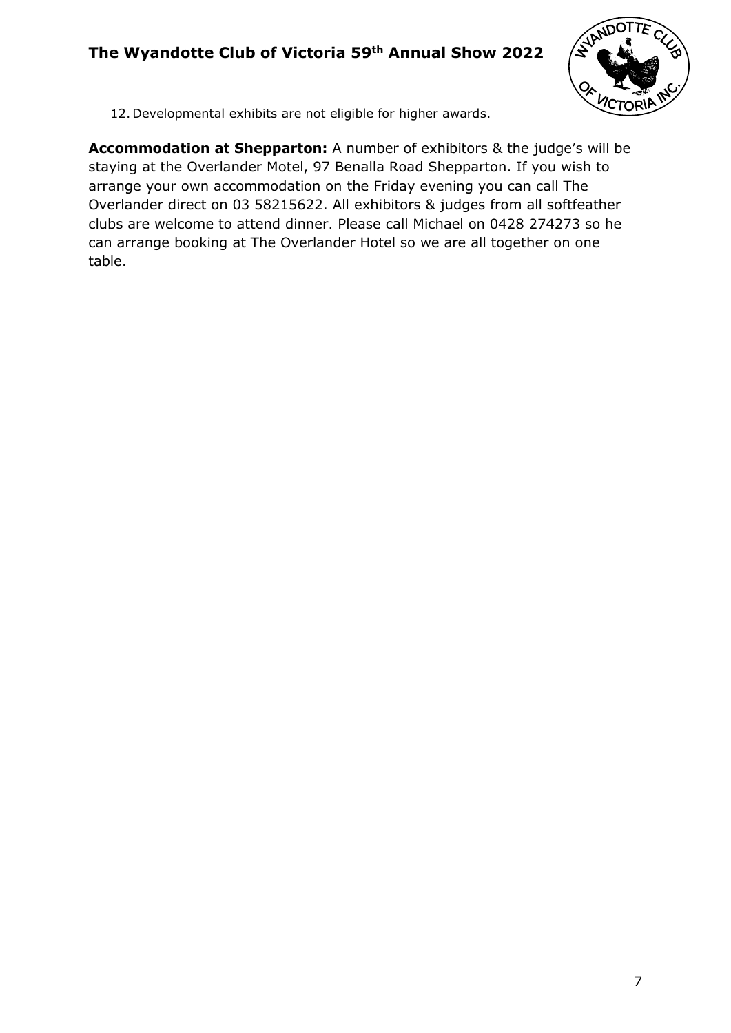12. Developmental exhibits are not eligible for higher awards.

**Accommodation at Shepparton:** A number of exhibitors & the judge's will be staying at the Overlander Motel, 97 Benalla Road Shepparton. If you wish to arrange your own accommodation on the Friday evening you can call The Overlander direct on 03 58215622. All exhibitors & judges from all softfeather clubs are welcome to attend dinner. Please call Michael on 0428 274273 so he can arrange booking at The Overlander Hotel so we are all together on one table.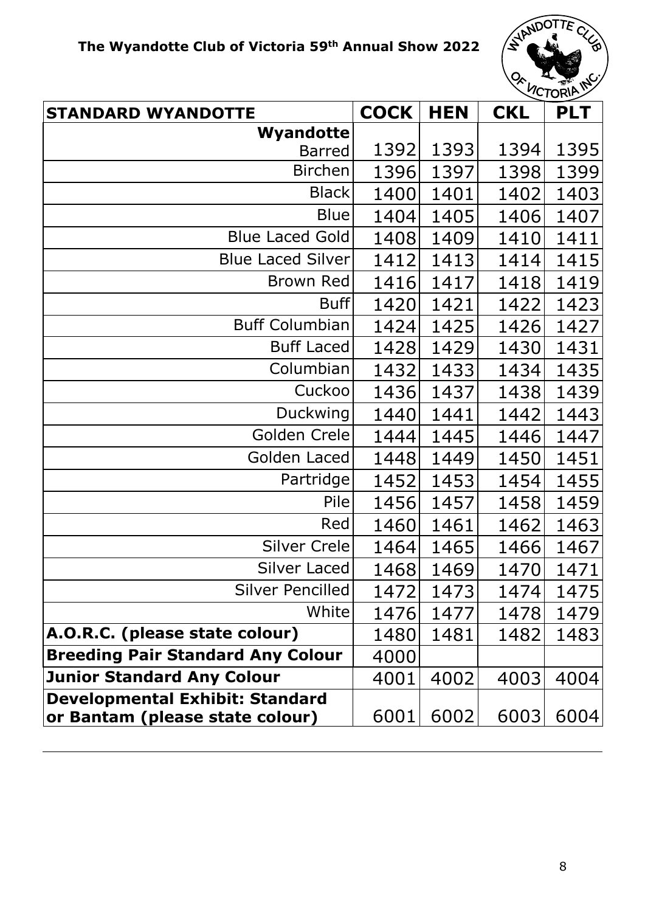The Wyandotte Club of Victoria 59th Annual Show 2022

| STANDARD WYANDOTTE | COCK | HEN | CKL | PLT |
|---|---|---|---|---|
| **Wyandotte** | | | | |
| Barred | 1392 | 1393 | 1394 | 1395 |
| Birchen | 1396 | 1397 | 1398 | 1399 |
| Black | 1400 | 1401 | 1402 | 1403 |
| Blue | 1404 | 1405 | 1406 | 1407 |
| Blue Laced Gold | 1408 | 1409 | 1410 | 1411 |
| Blue Laced Silver | 1412 | 1413 | 1414 | 1415 |
| Brown Red | 1416 | 1417 | 1418 | 1419 |
| Buff | 1420 | 1421 | 1422 | 1423 |
| Buff Columbian | 1424 | 1425 | 1426 | 1427 |
| Buff Laced | 1428 | 1429 | 1430 | 1431 |
| Columbian | 1432 | 1433 | 1434 | 1435 |
| Cuckoo | 1436 | 1437 | 1438 | 1439 |
| Duckwing | 1440 | 1441 | 1442 | 1443 |
| Golden Crele | 1444 | 1445 | 1446 | 1447 |
| Golden Laced | 1448 | 1449 | 1450 | 1451 |
| Partridge | 1452 | 1453 | 1454 | 1455 |
| Pile | 1456 | 1457 | 1458 | 1459 |
| Red | 1460 | 1461 | 1462 | 1463 |
| Silver Crele | 1464 | 1465 | 1466 | 1467 |
| Silver Laced | 1468 | 1469 | 1470 | 1471 |
| Silver Pencilled | 1472 | 1473 | 1474 | 1475 |
| White | 1476 | 1477 | 1478 | 1479 |
| **A.O.R.C. (please state colour)** | 1480 | 1481 | 1482 | 1483 |
| **Breeding Pair Standard Any Colour** | 4000 | | | |
| **Junior Standard Any Colour** | 4001 | 4002 | 4003 | 4004 |
| **Developmental Exhibit: Standard or Bantam (please state colour)** | 6001 | 6002 | 6003 | 6004 |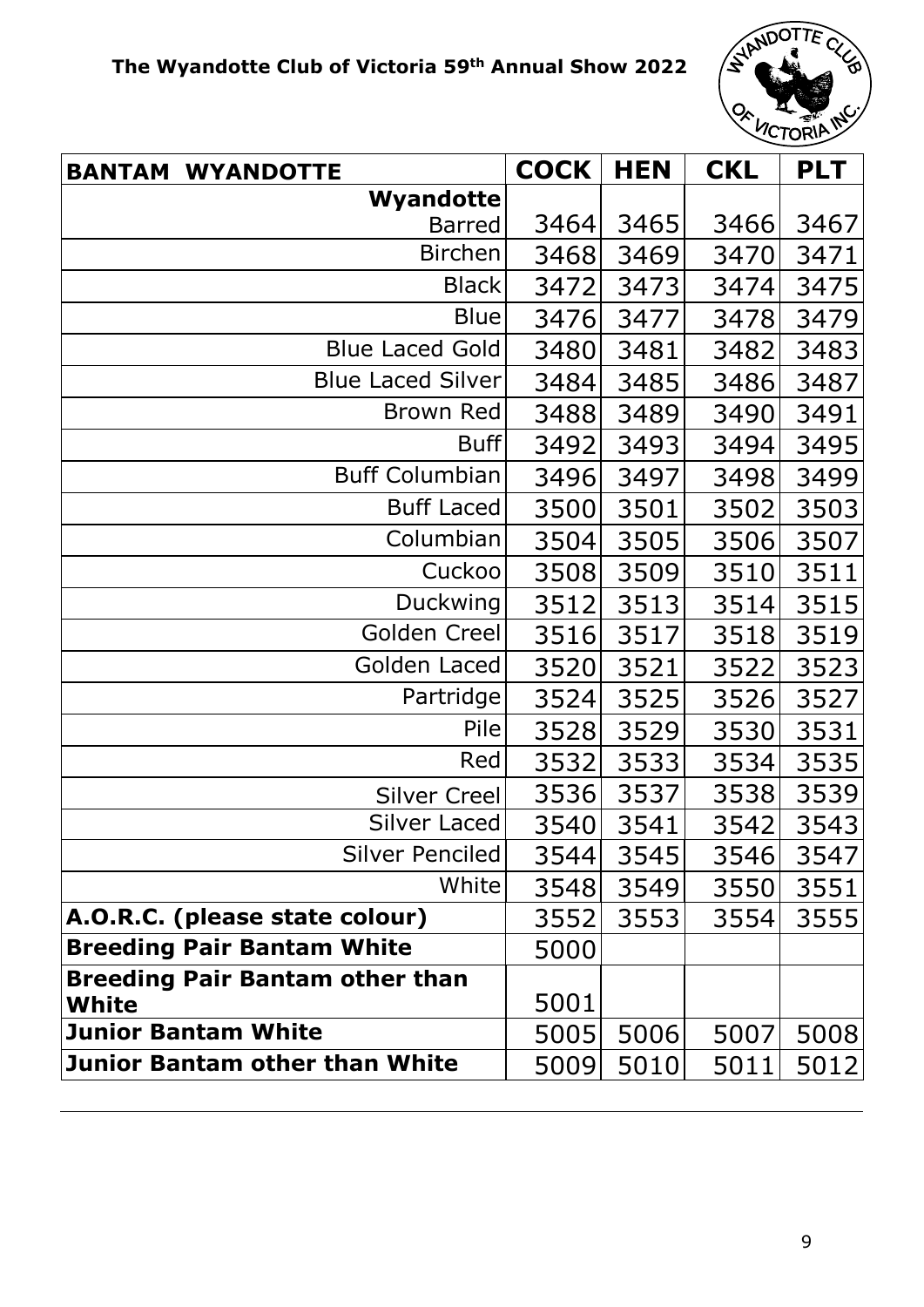| BANTAM WYANDOTTE | COCK | HEN | CKL | PLT |
|---|---|---|---|---|
| **Wyandotte** Barred | 3464 | 3465 | 3466 | 3467 |
| Birchen | 3468 | 3469 | 3470 | 3471 |
| Black | 3472 | 3473 | 3474 | 3475 |
| Blue | 3476 | 3477 | 3478 | 3479 |
| Blue Laced Gold | 3480 | 3481 | 3482 | 3483 |
| Blue Laced Silver | 3484 | 3485 | 3486 | 3487 |
| Brown Red | 3488 | 3489 | 3490 | 3491 |
| Buff | 3492 | 3493 | 3494 | 3495 |
| Buff Columbian | 3496 | 3497 | 3498 | 3499 |
| Buff Laced | 3500 | 3501 | 3502 | 3503 |
| Columbian | 3504 | 3505 | 3506 | 3507 |
| Cuckoo | 3508 | 3509 | 3510 | 3511 |
| Duckwing | 3512 | 3513 | 3514 | 3515 |
| Golden Creel | 3516 | 3517 | 3518 | 3519 |
| Golden Laced | 3520 | 3521 | 3522 | 3523 |
| Partridge | 3524 | 3525 | 3526 | 3527 |
| Pile | 3528 | 3529 | 3530 | 3531 |
| Red | 3532 | 3533 | 3534 | 3535 |
| Silver Creel | 3536 | 3537 | 3538 | 3539 |
| Silver Laced | 3540 | 3541 | 3542 | 3543 |
| Silver Penciled | 3544 | 3545 | 3546 | 3547 |
| White | 3548 | 3549 | 3550 | 3551 |
| **A.O.R.C. (please state colour)** | 3552 | 3553 | 3554 | 3555 |
| **Breeding Pair Bantam White** | 5000 | | | |
| **Breeding Pair Bantam other than White** | 5001 | | | |
| **Junior Bantam White** | 5005 | 5006 | 5007 | 5008 |
| **Junior Bantam other than White** | 5009 | 5010 | 5011 | 5012 |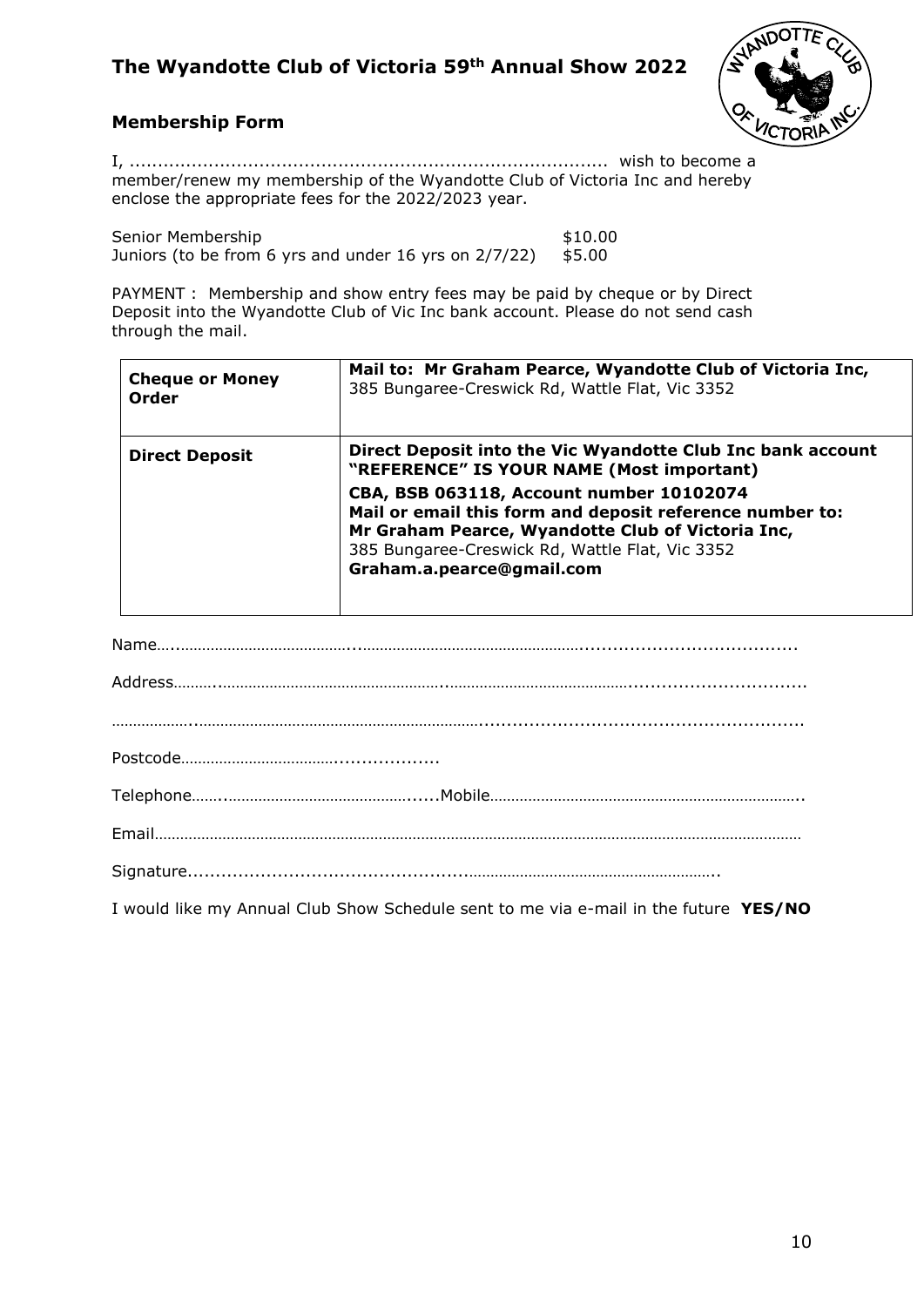# The Wyandotte Club of Victoria 59th Annual Show 2022

## Membership Form

I, ..................................................................................... wish to become a member/renew my membership of the Wyandotte Club of Victoria Inc and hereby enclose the appropriate fees for the 2022/2023 year.

Senior Membership $10.00
Juniors (to be from 6 yrs and under 16 yrs on 2/7/22) $5.00

PAYMENT : Membership and show entry fees may be paid by cheque or by Direct Deposit into the Wyandotte Club of Vic Inc bank account. Please do not send cash through the mail.

| | |
|---|---|
| **Cheque or Money Order** | **Mail to: Mr Graham Pearce, Wyandotte Club of Victoria Inc,** 385 Bungaree-Creswick Rd, Wattle Flat, Vic 3352 |
| **Direct Deposit** | **Direct Deposit into the Vic Wyandotte Club Inc bank account "REFERENCE" IS YOUR NAME (Most important)** **CBA, BSB 063118, Account number 10102074** **Mail or email this form and deposit reference number to:** **Mr Graham Pearce, Wyandotte Club of Victoria Inc,** 385 Bungaree-Creswick Rd, Wattle Flat, Vic 3352 **Graham.a.pearce@gmail.com** |

Name.........................................................................................................................

Address.....................................................................................................................

...................................................................................................................................

Postcode........................................................

Telephone..................................................Mobile.......................................................

Email.........................................................................................................................

Signature.................................................................................................

I would like my Annual Club Show Schedule sent to me via e-mail in the future **YES/NO**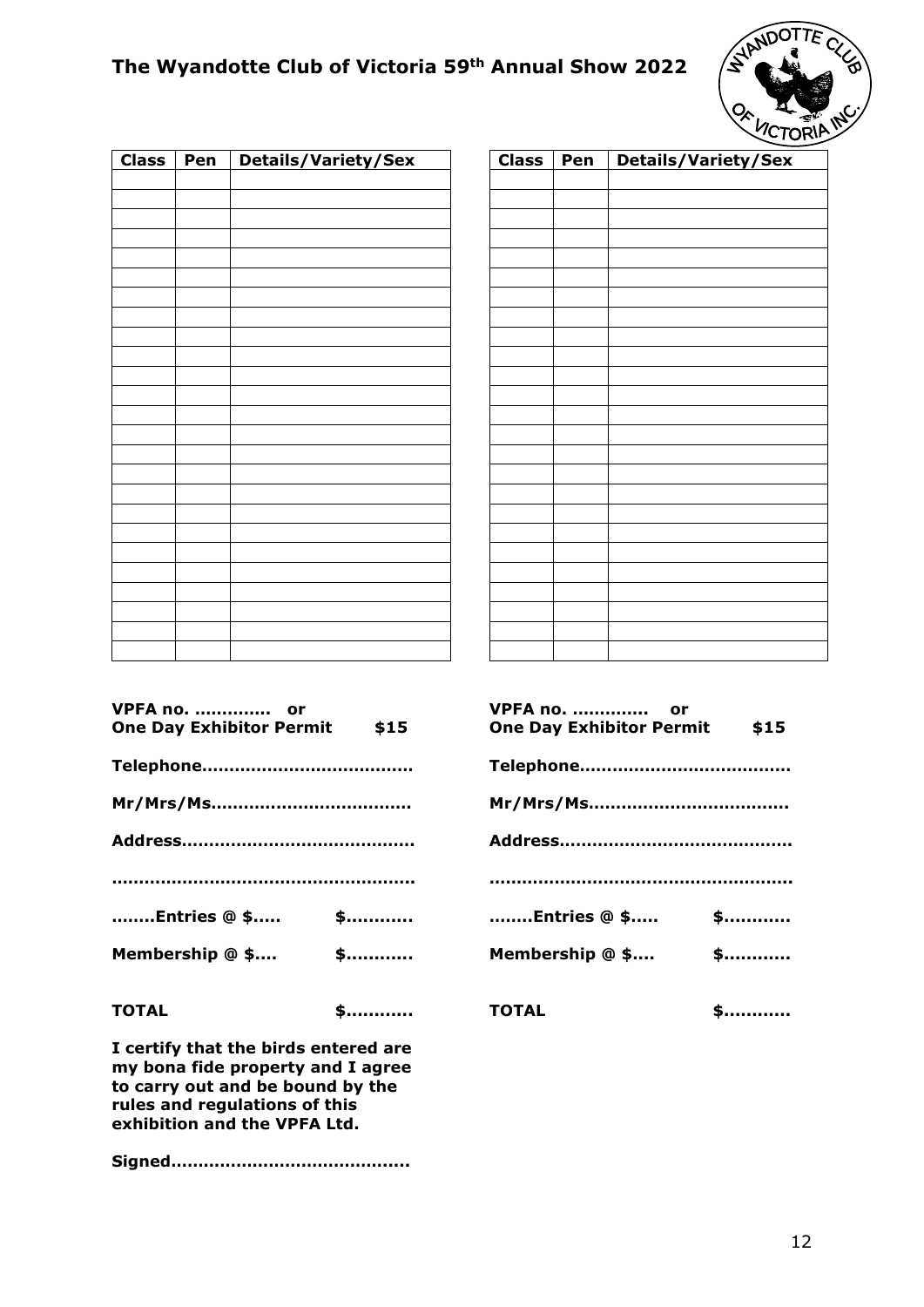## The Wyandotte Club of Victoria 59th Annual Show 2022

| Class | Pen | Details/Variety/Sex |
| --- | --- | --- |
| | | |
| | | |
| | | |
| | | |
| | | |
| | | |
| | | |
| | | |
| | | |
| | | |
| | | |
| | | |
| | | |
| | | |
| | | |
| | | |
| | | |
| | | |
| | | |
| | | |
| | | |
| | | |
| | | |
| | | |
| | | |

**VPFA no. ………….. or**
**One Day Exhibitor Permit $15**

**Telephone…………………………………**

**Mr/Mrs/Ms………………………………**

**Address……………………………………**

**…………………………………………………**

**……..Entries @ $….. $………..**

**Membership @ $…. $………..**

**TOTAL $………..**

**I certify that the birds entered are my bona fide property and I agree to carry out and be bound by the rules and regulations of this exhibition and the VPFA Ltd.**

**Signed……………………………………**

| Class | Pen | Details/Variety/Sex |
| --- | --- | --- |
| | | |
| | | |
| | | |
| | | |
| | | |
| | | |
| | | |
| | | |
| | | |
| | | |
| | | |
| | | |
| | | |
| | | |
| | | |
| | | |
| | | |
| | | |
| | | |
| | | |
| | | |
| | | |
| | | |
| | | |
| | | |

**VPFA no. ………….. or**
**One Day Exhibitor Permit $15**

**Telephone…………………………………**

**Mr/Mrs/Ms………………………………**

**Address……………………………………**

**…………………………………………………**

**……..Entries @ $….. $………..**

**Membership @ $…. $………..**

**TOTAL $………..**